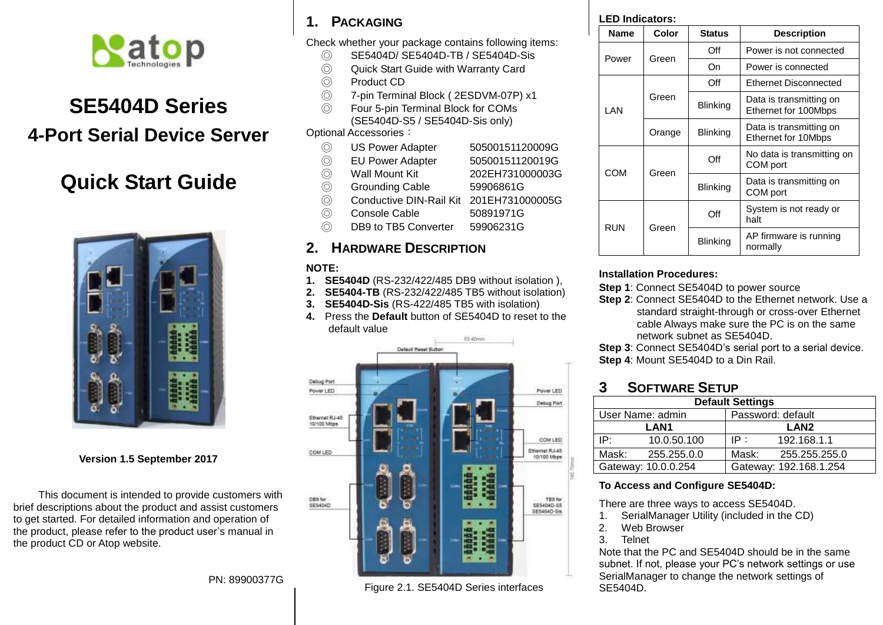# SE5404D Series

## 4-Port Serial Device Server

## Quick Start Guide

**Version 1.5 September 2017**

This document is intended to provide customers with brief descriptions about the product and assist customers to get started. For detailed information and operation of the product, please refer to the product user's manual in the product CD or Atop website.

PN: 89900377G

## 1. PACKAGING

Check whether your package contains following items:

- ◎ SE5404D/ SE5404D-TB / SE5404D-Sis
- ◎ Quick Start Guide with Warranty Card
- ◎ Product CD
- ◎ 7-pin Terminal Block ( 2ESDVM-07P) x1
- ◎ Four 5-pin Terminal Block for COMs (SE5404D-S5 / SE5404D-Sis only)

Optional Accessories：

| | | |
|---|---|---|
| ◎ | US Power Adapter | 50500151120009G |
| ◎ | EU Power Adapter | 50500151120019G |
| ◎ | Wall Mount Kit | 202EH731000003G |
| ◎ | Grounding Cable | 59906861G |
| ◎ | Conductive DIN-Rail Kit | 201EH731000005G |
| ◎ | Console Cable | 50891971G |
| ◎ | DB9 to TB5 Converter | 59906231G |

## 2. HARDWARE DESCRIPTION

**NOTE:**

1. **SE5404D** (RS-232/422/485 DB9 without isolation ),
2. **SE5404-TB** (RS-232/422/485 TB5 without isolation)
3. **SE5404D-Sis** (RS-422/485 TB5 with isolation)
4. Press the **Default** button of SE5404D to reset to the default value

Figure 2.1. SE5404D Series interfaces

**LED Indicators:**

| Name | Color | Status | Description |
|---|---|---|---|
| Power | Green | Off | Power is not connected |
| | | On | Power is connected |
| LAN | Green | Off | Ethernet Disconnected |
| | | Blinking | Data is transmitting on Ethernet for 100Mbps |
| | Orange | Blinking | Data is transmitting on Ethernet for 10Mbps |
| COM | Green | Off | No data is transmitting on COM port |
| | | Blinking | Data is transmitting on COM port |
| RUN | Green | Off | System is not ready or halt |
| | | Blinking | AP firmware is running normally |

**Installation Procedures:**

**Step 1**: Connect SE5404D to power source
**Step 2**: Connect SE5404D to the Ethernet network. Use a standard straight-through or cross-over Ethernet cable Always make sure the PC is on the same network subnet as SE5404D.
**Step 3**: Connect SE5404D's serial port to a serial device.
**Step 4**: Mount SE5404D to a Din Rail.

## 3 SOFTWARE SETUP

| Default Settings | |
|---|---|
| User Name: admin | Password: default |
| **LAN1** | **LAN2** |
| IP: 10.0.50.100 | IP： 192.168.1.1 |
| Mask: 255.255.0.0 | Mask: 255.255.255.0 |
| Gateway: 10.0.0.254 | Gateway: 192.168.1.254 |

**To Access and Configure SE5404D:**

There are three ways to access SE5404D.

1. SerialManager Utility (included in the CD)
2. Web Browser
3. Telnet

Note that the PC and SE5404D should be in the same subnet. If not, please your PC's network settings or use SerialManager to change the network settings of SE5404D.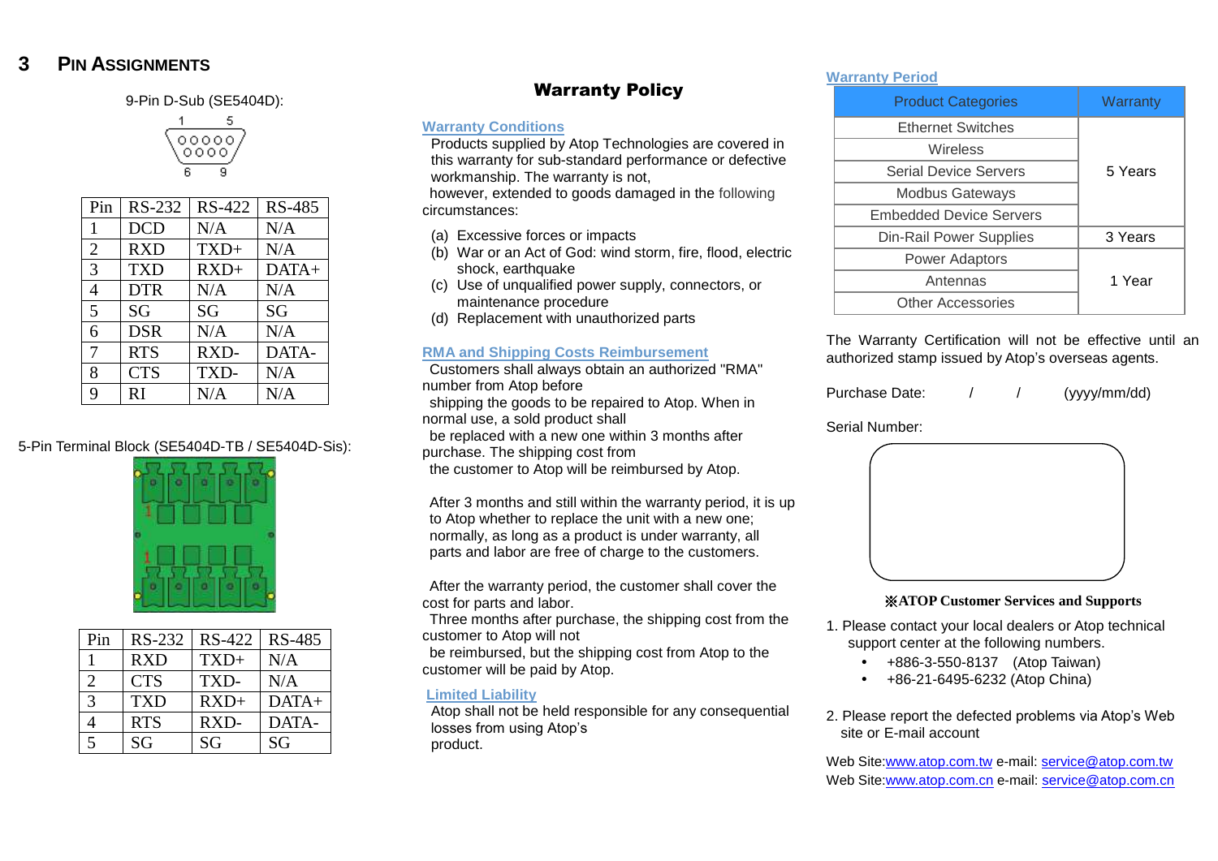## 3 PIN ASSIGNMENTS

9-Pin D-Sub (SE5404D):

1 5

6 9

| Pin | RS-232 | RS-422 | RS-485 |
|---|---|---|---|
| 1 | DCD | N/A | N/A |
| 2 | RXD | TXD+ | N/A |
| 3 | TXD | RXD+ | DATA+ |
| 4 | DTR | N/A | N/A |
| 5 | SG | SG | SG |
| 6 | DSR | N/A | N/A |
| 7 | RTS | RXD- | DATA- |
| 8 | CTS | TXD- | N/A |
| 9 | RI | N/A | N/A |

5-Pin Terminal Block (SE5404D-TB / SE5404D-Sis):

| Pin | RS-232 | RS-422 | RS-485 |
|---|---|---|---|
| 1 | RXD | TXD+ | N/A |
| 2 | CTS | TXD- | N/A |
| 3 | TXD | RXD+ | DATA+ |
| 4 | RTS | RXD- | DATA- |
| 5 | SG | SG | SG |

# Warranty Policy

### Warranty Conditions

Products supplied by Atop Technologies are covered in this warranty for sub-standard performance or defective workmanship. The warranty is not, however, extended to goods damaged in the following circumstances:

(a) Excessive forces or impacts
(b) War or an Act of God: wind storm, fire, flood, electric shock, earthquake
(c) Use of unqualified power supply, connectors, or maintenance procedure
(d) Replacement with unauthorized parts

### RMA and Shipping Costs Reimbursement

Customers shall always obtain an authorized "RMA" number from Atop before shipping the goods to be repaired to Atop. When in normal use, a sold product shall be replaced with a new one within 3 months after purchase. The shipping cost from the customer to Atop will be reimbursed by Atop.

After 3 months and still within the warranty period, it is up to Atop whether to replace the unit with a new one; normally, as long as a product is under warranty, all parts and labor are free of charge to the customers.

After the warranty period, the customer shall cover the cost for parts and labor.

Three months after purchase, the shipping cost from the customer to Atop will not be reimbursed, but the shipping cost from Atop to the customer will be paid by Atop.

### Limited Liability

Atop shall not be held responsible for any consequential losses from using Atop's product.

### Warranty Period

| Product Categories | Warranty |
|---|---|
| Ethernet Switches | 5 Years |
| Wireless | |
| Serial Device Servers | |
| Modbus Gateways | |
| Embedded Device Servers | |
| Din-Rail Power Supplies | 3 Years |
| Power Adaptors | 1 Year |
| Antennas | |
| Other Accessories | |

The Warranty Certification will not be effective until an authorized stamp issued by Atop's overseas agents.

Purchase Date: / / (yyyy/mm/dd)

Serial Number:

**※ATOP Customer Services and Supports**

1. Please contact your local dealers or Atop technical support center at the following numbers.
   - +886-3-550-8137 (Atop Taiwan)
   - +86-21-6495-6232 (Atop China)

2. Please report the defected problems via Atop's Web site or E-mail account

Web Site:www.atop.com.tw e-mail: service@atop.com.tw
Web Site:www.atop.com.cn e-mail: service@atop.com.cn